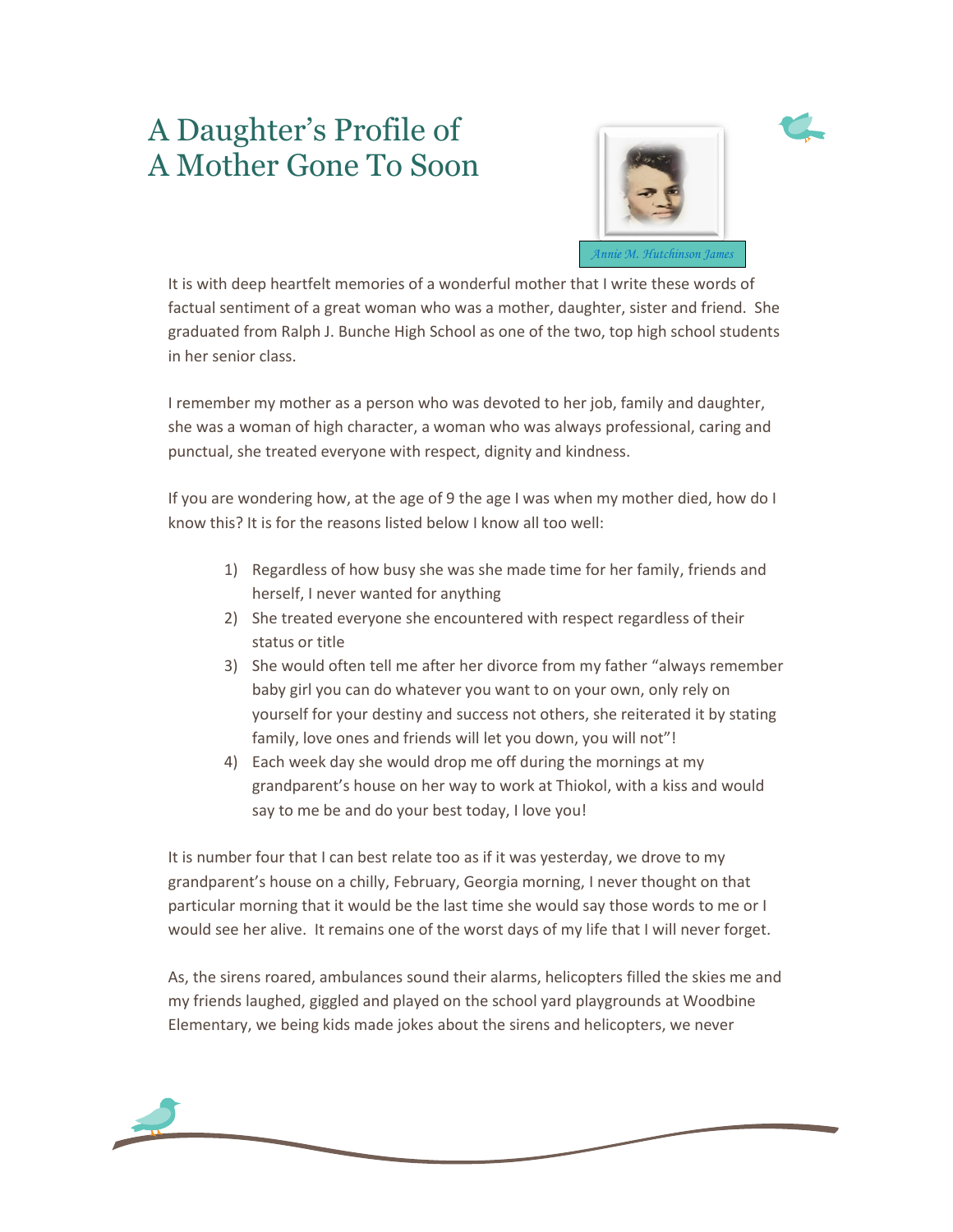# A Daughter's Profile of A Mother Gone To Soon

*Annie M. Hutchinson James*

It is with deep heartfelt memories of a wonderful mother that I write these words of factual sentiment of a great woman who was a mother, daughter, sister and friend. She graduated from Ralph J. Bunche High School as one of the two, top high school students in her senior class.

I remember my mother as a person who was devoted to her job, family and daughter, she was a woman of high character, a woman who was always professional, caring and punctual, she treated everyone with respect, dignity and kindness.

If you are wondering how, at the age of 9 the age I was when my mother died, how do I know this? It is for the reasons listed below I know all too well:

1) Regardless of how busy she was she made time for her family, friends and herself, I never wanted for anything
2) She treated everyone she encountered with respect regardless of their status or title
3) She would often tell me after her divorce from my father "always remember baby girl you can do whatever you want to on your own, only rely on yourself for your destiny and success not others, she reiterated it by stating family, love ones and friends will let you down, you will not"!
4) Each week day she would drop me off during the mornings at my grandparent's house on her way to work at Thiokol, with a kiss and would say to me be and do your best today, I love you!

It is number four that I can best relate too as if it was yesterday, we drove to my grandparent's house on a chilly, February, Georgia morning, I never thought on that particular morning that it would be the last time she would say those words to me or I would see her alive. It remains one of the worst days of my life that I will never forget.

As, the sirens roared, ambulances sound their alarms, helicopters filled the skies me and my friends laughed, giggled and played on the school yard playgrounds at Woodbine Elementary, we being kids made jokes about the sirens and helicopters, we never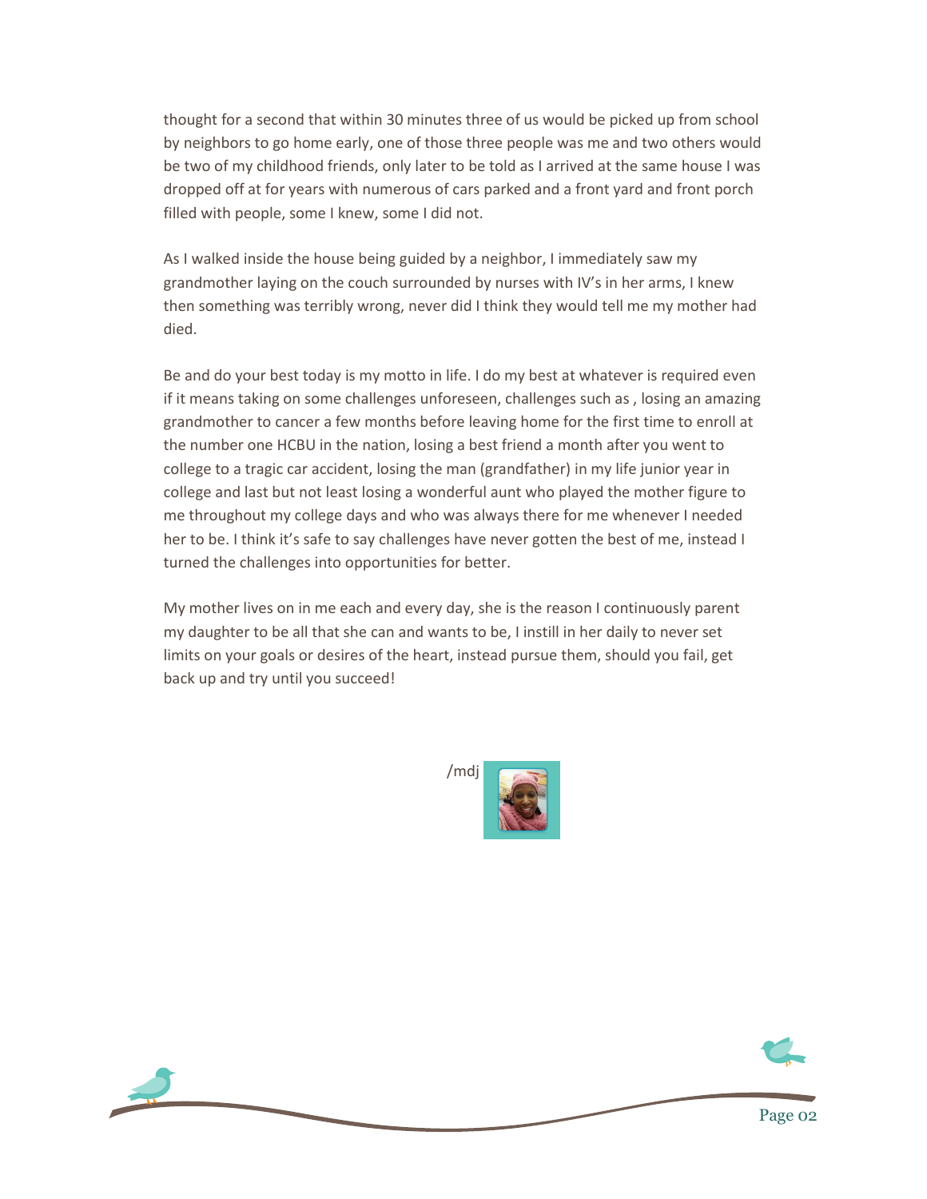thought for a second that within 30 minutes three of us would be picked up from school by neighbors to go home early, one of those three people was me and two others would be two of my childhood friends, only later to be told as I arrived at the same house I was dropped off at for years with numerous of cars parked and a front yard and front porch filled with people, some I knew, some I did not.

As I walked inside the house being guided by a neighbor, I immediately saw my grandmother laying on the couch surrounded by nurses with IV's in her arms, I knew then something was terribly wrong, never did I think they would tell me my mother had died.

Be and do your best today is my motto in life. I do my best at whatever is required even if it means taking on some challenges unforeseen, challenges such as , losing an amazing grandmother to cancer a few months before leaving home for the first time to enroll at the number one HCBU in the nation, losing a best friend a month after you went to college to a tragic car accident, losing the man (grandfather) in my life junior year in college and last but not least losing a wonderful aunt who played the mother figure to me throughout my college days and who was always there for me whenever I needed her to be. I think it's safe to say challenges have never gotten the best of me, instead I turned the challenges into opportunities for better.

My mother lives on in me each and every day, she is the reason I continuously parent my daughter to be all that she can and wants to be, I instill in her daily to never set limits on your goals or desires of the heart, instead pursue them, should you fail, get back up and try until you succeed!

/mdj